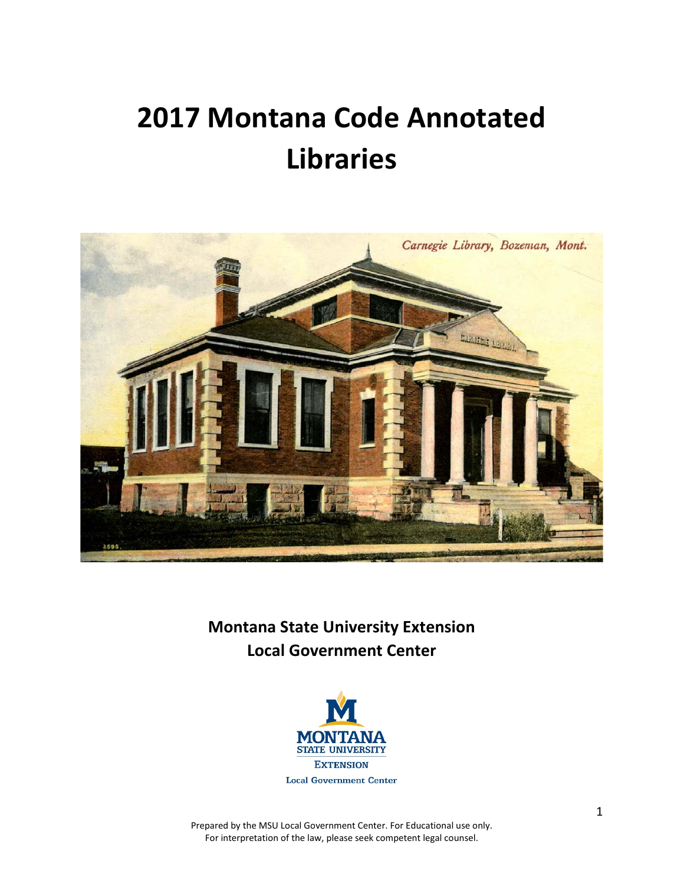# 2017 Montana Code Annotated Libraries

**Montana State University Extension**
**Local Government Center**

Prepared by the MSU Local Government Center. For Educational use only.
For interpretation of the law, please seek competent legal counsel.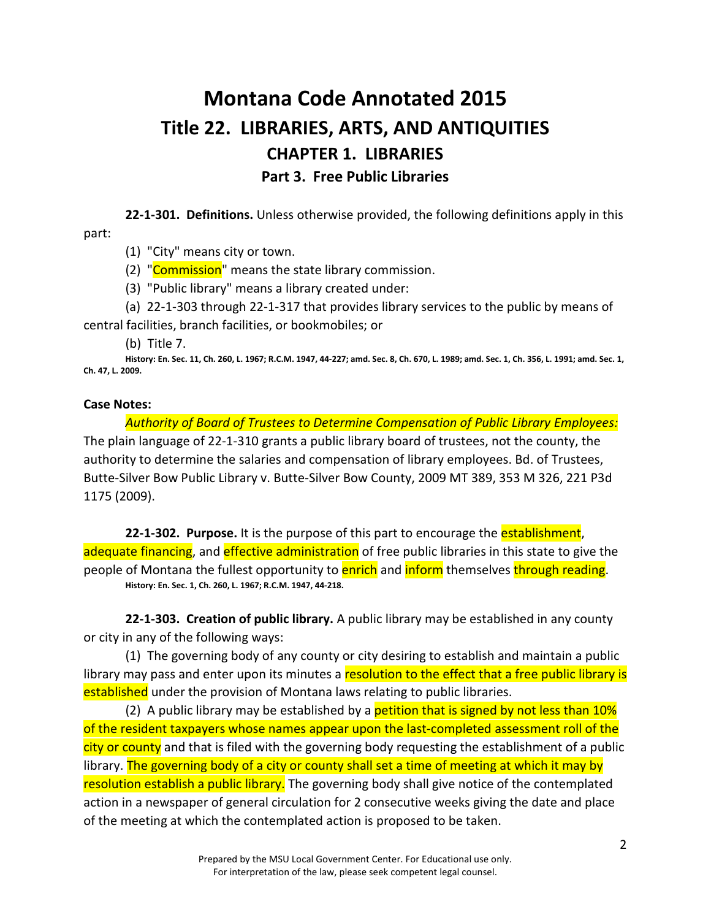# Montana Code Annotated 2015

# Title 22. LIBRARIES, ARTS, AND ANTIQUITIES

## CHAPTER 1. LIBRARIES

### Part 3. Free Public Libraries

**22-1-301. Definitions.** Unless otherwise provided, the following definitions apply in this part:

(1) "City" means city or town.

(2) "Commission" means the state library commission.

(3) "Public library" means a library created under:

(a) 22-1-303 through 22-1-317 that provides library services to the public by means of central facilities, branch facilities, or bookmobiles; or

(b) Title 7.

**History: En. Sec. 11, Ch. 260, L. 1967; R.C.M. 1947, 44-227; amd. Sec. 8, Ch. 670, L. 1989; amd. Sec. 1, Ch. 356, L. 1991; amd. Sec. 1, Ch. 47, L. 2009.**

**Case Notes:**

*Authority of Board of Trustees to Determine Compensation of Public Library Employees:* The plain language of 22-1-310 grants a public library board of trustees, not the county, the authority to determine the salaries and compensation of library employees. Bd. of Trustees, Butte-Silver Bow Public Library v. Butte-Silver Bow County, 2009 MT 389, 353 M 326, 221 P3d 1175 (2009).

**22-1-302. Purpose.** It is the purpose of this part to encourage the establishment, adequate financing, and effective administration of free public libraries in this state to give the people of Montana the fullest opportunity to enrich and inform themselves through reading.

**History: En. Sec. 1, Ch. 260, L. 1967; R.C.M. 1947, 44-218.**

**22-1-303. Creation of public library.** A public library may be established in any county or city in any of the following ways:

(1) The governing body of any county or city desiring to establish and maintain a public library may pass and enter upon its minutes a resolution to the effect that a free public library is established under the provision of Montana laws relating to public libraries.

(2) A public library may be established by a petition that is signed by not less than 10% of the resident taxpayers whose names appear upon the last-completed assessment roll of the city or county and that is filed with the governing body requesting the establishment of a public library. The governing body of a city or county shall set a time of meeting at which it may by resolution establish a public library. The governing body shall give notice of the contemplated action in a newspaper of general circulation for 2 consecutive weeks giving the date and place of the meeting at which the contemplated action is proposed to be taken.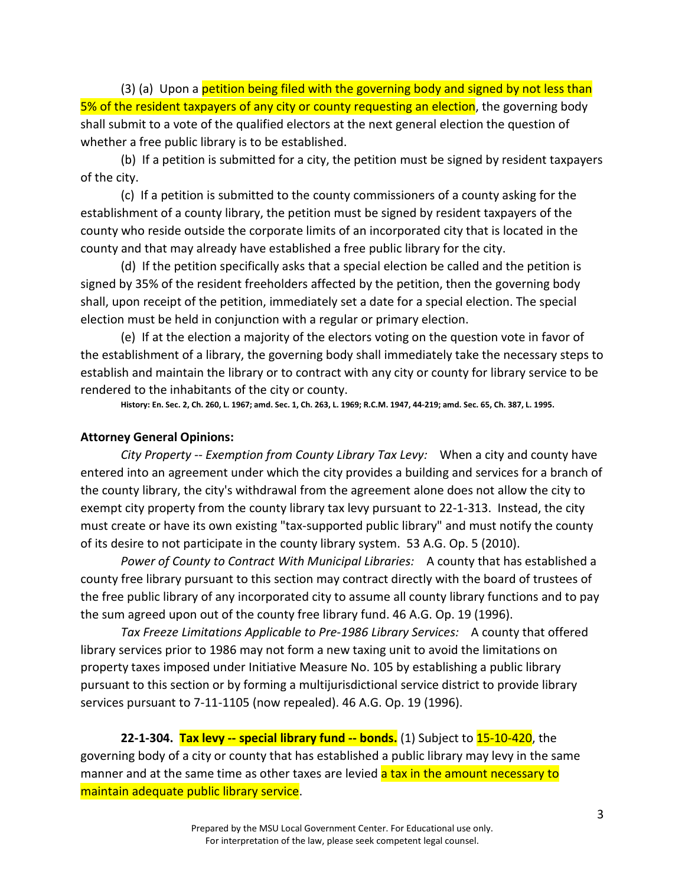(3) (a) Upon a petition being filed with the governing body and signed by not less than 5% of the resident taxpayers of any city or county requesting an election, the governing body shall submit to a vote of the qualified electors at the next general election the question of whether a free public library is to be established.

(b) If a petition is submitted for a city, the petition must be signed by resident taxpayers of the city.

(c) If a petition is submitted to the county commissioners of a county asking for the establishment of a county library, the petition must be signed by resident taxpayers of the county who reside outside the corporate limits of an incorporated city that is located in the county and that may already have established a free public library for the city.

(d) If the petition specifically asks that a special election be called and the petition is signed by 35% of the resident freeholders affected by the petition, then the governing body shall, upon receipt of the petition, immediately set a date for a special election. The special election must be held in conjunction with a regular or primary election.

(e) If at the election a majority of the electors voting on the question vote in favor of the establishment of a library, the governing body shall immediately take the necessary steps to establish and maintain the library or to contract with any city or county for library service to be rendered to the inhabitants of the city or county.

**History: En. Sec. 2, Ch. 260, L. 1967; amd. Sec. 1, Ch. 263, L. 1969; R.C.M. 1947, 44-219; amd. Sec. 65, Ch. 387, L. 1995.**

**Attorney General Opinions:**

*City Property -- Exemption from County Library Tax Levy:* When a city and county have entered into an agreement under which the city provides a building and services for a branch of the county library, the city's withdrawal from the agreement alone does not allow the city to exempt city property from the county library tax levy pursuant to 22-1-313. Instead, the city must create or have its own existing "tax-supported public library" and must notify the county of its desire to not participate in the county library system. 53 A.G. Op. 5 (2010).

*Power of County to Contract With Municipal Libraries:* A county that has established a county free library pursuant to this section may contract directly with the board of trustees of the free public library of any incorporated city to assume all county library functions and to pay the sum agreed upon out of the county free library fund. 46 A.G. Op. 19 (1996).

*Tax Freeze Limitations Applicable to Pre-1986 Library Services:* A county that offered library services prior to 1986 may not form a new taxing unit to avoid the limitations on property taxes imposed under Initiative Measure No. 105 by establishing a public library pursuant to this section or by forming a multijurisdictional service district to provide library services pursuant to 7-11-1105 (now repealed). 46 A.G. Op. 19 (1996).

**22-1-304. Tax levy -- special library fund -- bonds.** (1) Subject to 15-10-420, the governing body of a city or county that has established a public library may levy in the same manner and at the same time as other taxes are levied a tax in the amount necessary to maintain adequate public library service.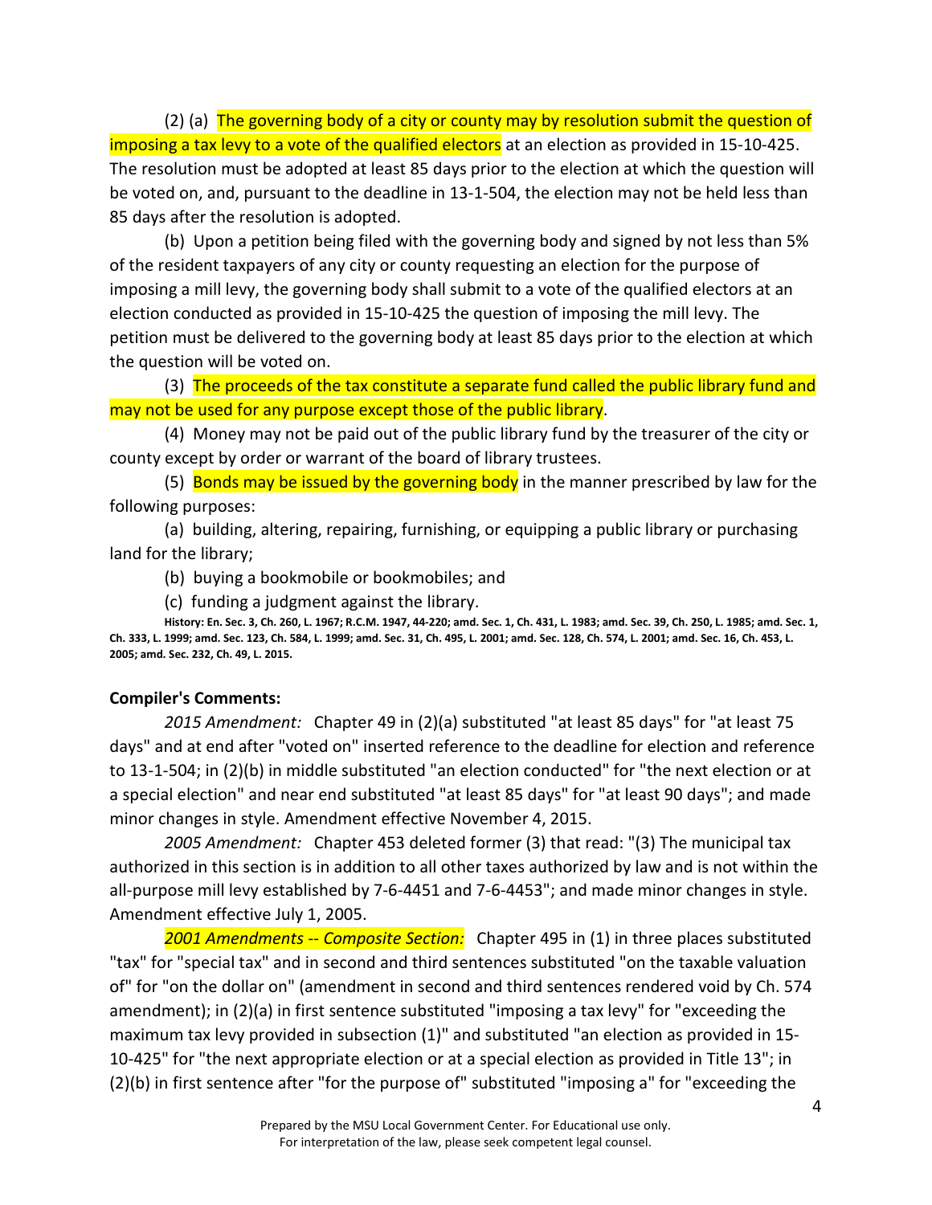(2) (a) The governing body of a city or county may by resolution submit the question of imposing a tax levy to a vote of the qualified electors at an election as provided in 15-10-425. The resolution must be adopted at least 85 days prior to the election at which the question will be voted on, and, pursuant to the deadline in 13-1-504, the election may not be held less than 85 days after the resolution is adopted.

(b) Upon a petition being filed with the governing body and signed by not less than 5% of the resident taxpayers of any city or county requesting an election for the purpose of imposing a mill levy, the governing body shall submit to a vote of the qualified electors at an election conducted as provided in 15-10-425 the question of imposing the mill levy. The petition must be delivered to the governing body at least 85 days prior to the election at which the question will be voted on.

(3) The proceeds of the tax constitute a separate fund called the public library fund and may not be used for any purpose except those of the public library.

(4) Money may not be paid out of the public library fund by the treasurer of the city or county except by order or warrant of the board of library trustees.

(5) Bonds may be issued by the governing body in the manner prescribed by law for the following purposes:

(a) building, altering, repairing, furnishing, or equipping a public library or purchasing land for the library;

(b) buying a bookmobile or bookmobiles; and

(c) funding a judgment against the library.

**History: En. Sec. 3, Ch. 260, L. 1967; R.C.M. 1947, 44-220; amd. Sec. 1, Ch. 431, L. 1983; amd. Sec. 39, Ch. 250, L. 1985; amd. Sec. 1, Ch. 333, L. 1999; amd. Sec. 123, Ch. 584, L. 1999; amd. Sec. 31, Ch. 495, L. 2001; amd. Sec. 128, Ch. 574, L. 2001; amd. Sec. 16, Ch. 453, L. 2005; amd. Sec. 232, Ch. 49, L. 2015.**

**Compiler's Comments:**

*2015 Amendment:* Chapter 49 in (2)(a) substituted "at least 85 days" for "at least 75 days" and at end after "voted on" inserted reference to the deadline for election and reference to 13-1-504; in (2)(b) in middle substituted "an election conducted" for "the next election or at a special election" and near end substituted "at least 85 days" for "at least 90 days"; and made minor changes in style. Amendment effective November 4, 2015.

*2005 Amendment:* Chapter 453 deleted former (3) that read: "(3) The municipal tax authorized in this section is in addition to all other taxes authorized by law and is not within the all-purpose mill levy established by 7-6-4451 and 7-6-4453"; and made minor changes in style. Amendment effective July 1, 2005.

*2001 Amendments -- Composite Section:* Chapter 495 in (1) in three places substituted "tax" for "special tax" and in second and third sentences substituted "on the taxable valuation of" for "on the dollar on" (amendment in second and third sentences rendered void by Ch. 574 amendment); in (2)(a) in first sentence substituted "imposing a tax levy" for "exceeding the maximum tax levy provided in subsection (1)" and substituted "an election as provided in 15-10-425" for "the next appropriate election or at a special election as provided in Title 13"; in (2)(b) in first sentence after "for the purpose of" substituted "imposing a" for "exceeding the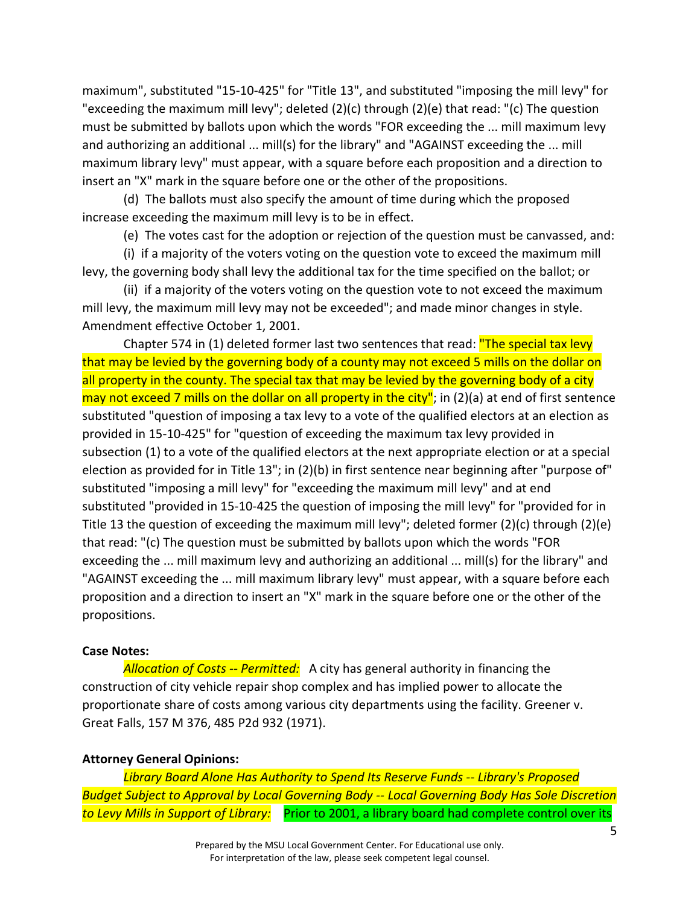maximum", substituted "15-10-425" for "Title 13", and substituted "imposing the mill levy" for "exceeding the maximum mill levy"; deleted (2)(c) through (2)(e) that read: "(c) The question must be submitted by ballots upon which the words "FOR exceeding the ... mill maximum levy and authorizing an additional ... mill(s) for the library" and "AGAINST exceeding the ... mill maximum library levy" must appear, with a square before each proposition and a direction to insert an "X" mark in the square before one or the other of the propositions.

(d) The ballots must also specify the amount of time during which the proposed increase exceeding the maximum mill levy is to be in effect.

(e) The votes cast for the adoption or rejection of the question must be canvassed, and:

(i) if a majority of the voters voting on the question vote to exceed the maximum mill levy, the governing body shall levy the additional tax for the time specified on the ballot; or

(ii) if a majority of the voters voting on the question vote to not exceed the maximum mill levy, the maximum mill levy may not be exceeded"; and made minor changes in style. Amendment effective October 1, 2001.

Chapter 574 in (1) deleted former last two sentences that read: "The special tax levy that may be levied by the governing body of a county may not exceed 5 mills on the dollar on all property in the county. The special tax that may be levied by the governing body of a city may not exceed 7 mills on the dollar on all property in the city"; in (2)(a) at end of first sentence substituted "question of imposing a tax levy to a vote of the qualified electors at an election as provided in 15-10-425" for "question of exceeding the maximum tax levy provided in subsection (1) to a vote of the qualified electors at the next appropriate election or at a special election as provided for in Title 13"; in (2)(b) in first sentence near beginning after "purpose of" substituted "imposing a mill levy" for "exceeding the maximum mill levy" and at end substituted "provided in 15-10-425 the question of imposing the mill levy" for "provided for in Title 13 the question of exceeding the maximum mill levy"; deleted former (2)(c) through (2)(e) that read: "(c) The question must be submitted by ballots upon which the words "FOR exceeding the ... mill maximum levy and authorizing an additional ... mill(s) for the library" and "AGAINST exceeding the ... mill maximum library levy" must appear, with a square before each proposition and a direction to insert an "X" mark in the square before one or the other of the propositions.

**Case Notes:**

*Allocation of Costs -- Permitted:* A city has general authority in financing the construction of city vehicle repair shop complex and has implied power to allocate the proportionate share of costs among various city departments using the facility. Greener v. Great Falls, 157 M 376, 485 P2d 932 (1971).

**Attorney General Opinions:**

*Library Board Alone Has Authority to Spend Its Reserve Funds -- Library's Proposed Budget Subject to Approval by Local Governing Body -- Local Governing Body Has Sole Discretion to Levy Mills in Support of Library:* Prior to 2001, a library board had complete control over its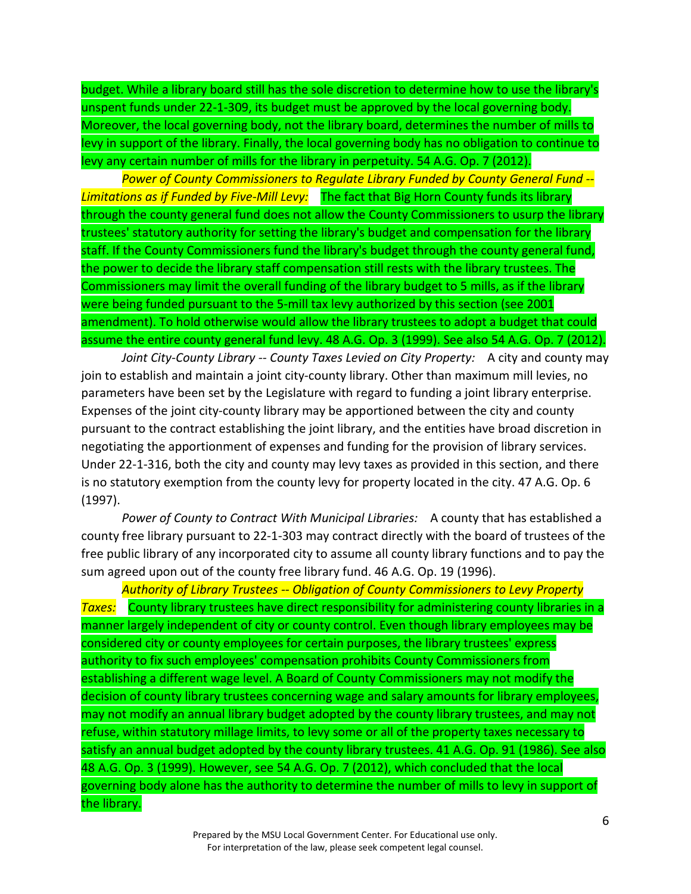budget. While a library board still has the sole discretion to determine how to use the library's unspent funds under 22-1-309, its budget must be approved by the local governing body. Moreover, the local governing body, not the library board, determines the number of mills to levy in support of the library. Finally, the local governing body has no obligation to continue to levy any certain number of mills for the library in perpetuity. 54 A.G. Op. 7 (2012).

*Power of County Commissioners to Regulate Library Funded by County General Fund -- Limitations as if Funded by Five-Mill Levy:* The fact that Big Horn County funds its library through the county general fund does not allow the County Commissioners to usurp the library trustees' statutory authority for setting the library's budget and compensation for the library staff. If the County Commissioners fund the library's budget through the county general fund, the power to decide the library staff compensation still rests with the library trustees. The Commissioners may limit the overall funding of the library budget to 5 mills, as if the library were being funded pursuant to the 5-mill tax levy authorized by this section (see 2001 amendment). To hold otherwise would allow the library trustees to adopt a budget that could assume the entire county general fund levy. 48 A.G. Op. 3 (1999). See also 54 A.G. Op. 7 (2012).

*Joint City-County Library -- County Taxes Levied on City Property:* A city and county may join to establish and maintain a joint city-county library. Other than maximum mill levies, no parameters have been set by the Legislature with regard to funding a joint library enterprise. Expenses of the joint city-county library may be apportioned between the city and county pursuant to the contract establishing the joint library, and the entities have broad discretion in negotiating the apportionment of expenses and funding for the provision of library services. Under 22-1-316, both the city and county may levy taxes as provided in this section, and there is no statutory exemption from the county levy for property located in the city. 47 A.G. Op. 6 (1997).

*Power of County to Contract With Municipal Libraries:* A county that has established a county free library pursuant to 22-1-303 may contract directly with the board of trustees of the free public library of any incorporated city to assume all county library functions and to pay the sum agreed upon out of the county free library fund. 46 A.G. Op. 19 (1996).

*Authority of Library Trustees -- Obligation of County Commissioners to Levy Property Taxes:* County library trustees have direct responsibility for administering county libraries in a manner largely independent of city or county control. Even though library employees may be considered city or county employees for certain purposes, the library trustees' express authority to fix such employees' compensation prohibits County Commissioners from establishing a different wage level. A Board of County Commissioners may not modify the decision of county library trustees concerning wage and salary amounts for library employees, may not modify an annual library budget adopted by the county library trustees, and may not refuse, within statutory millage limits, to levy some or all of the property taxes necessary to satisfy an annual budget adopted by the county library trustees. 41 A.G. Op. 91 (1986). See also 48 A.G. Op. 3 (1999). However, see 54 A.G. Op. 7 (2012), which concluded that the local governing body alone has the authority to determine the number of mills to levy in support of the library.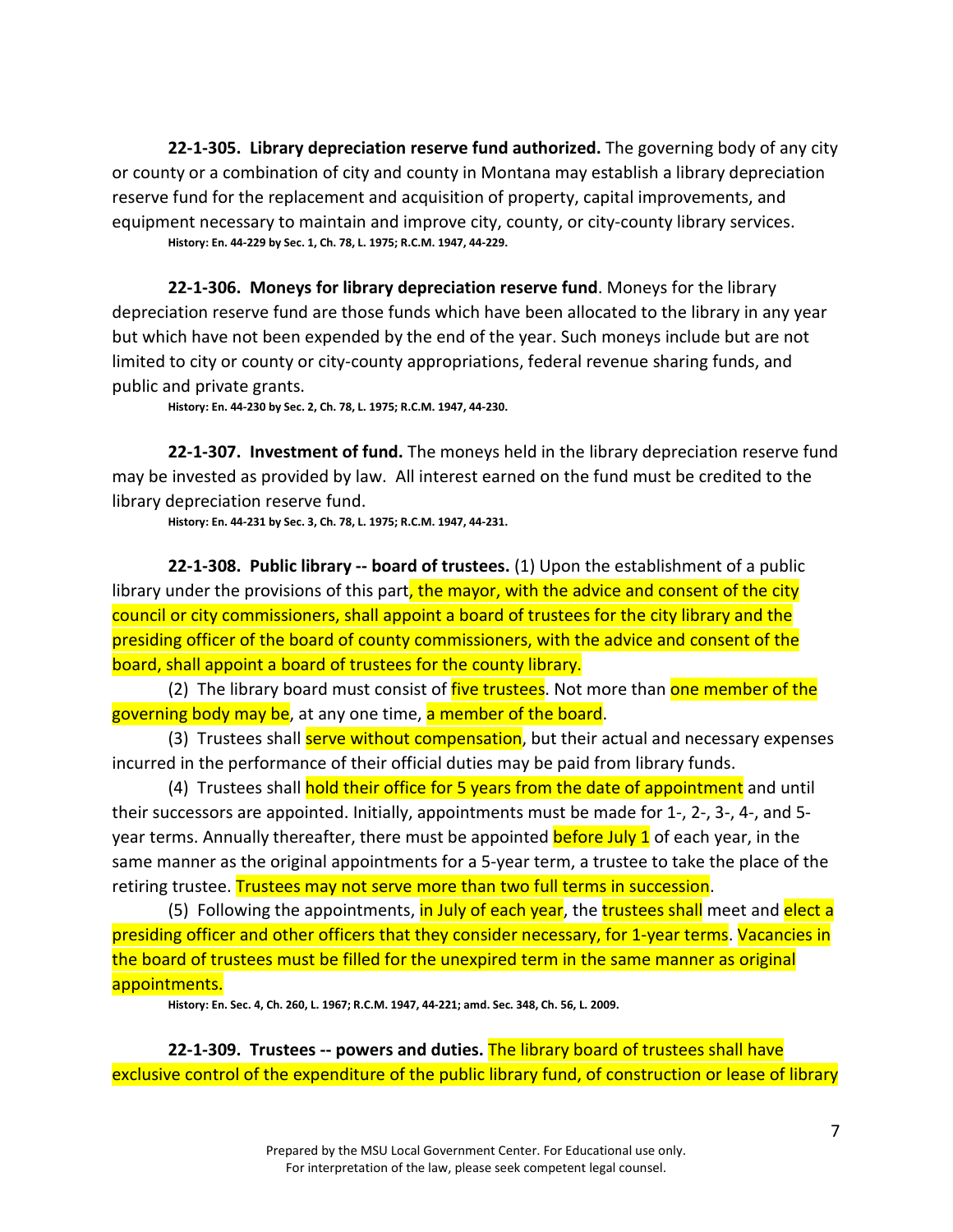**22-1-305. Library depreciation reserve fund authorized.** The governing body of any city or county or a combination of city and county in Montana may establish a library depreciation reserve fund for the replacement and acquisition of property, capital improvements, and equipment necessary to maintain and improve city, county, or city-county library services.

**History: En. 44-229 by Sec. 1, Ch. 78, L. 1975; R.C.M. 1947, 44-229.**

**22-1-306. Moneys for library depreciation reserve fund**. Moneys for the library depreciation reserve fund are those funds which have been allocated to the library in any year but which have not been expended by the end of the year. Such moneys include but are not limited to city or county or city-county appropriations, federal revenue sharing funds, and public and private grants.

**History: En. 44-230 by Sec. 2, Ch. 78, L. 1975; R.C.M. 1947, 44-230.**

**22-1-307. Investment of fund.** The moneys held in the library depreciation reserve fund may be invested as provided by law. All interest earned on the fund must be credited to the library depreciation reserve fund.

**History: En. 44-231 by Sec. 3, Ch. 78, L. 1975; R.C.M. 1947, 44-231.**

**22-1-308. Public library -- board of trustees.** (1) Upon the establishment of a public library under the provisions of this part, the mayor, with the advice and consent of the city council or city commissioners, shall appoint a board of trustees for the city library and the presiding officer of the board of county commissioners, with the advice and consent of the board, shall appoint a board of trustees for the county library.

(2) The library board must consist of five trustees. Not more than one member of the governing body may be, at any one time, a member of the board.

(3) Trustees shall serve without compensation, but their actual and necessary expenses incurred in the performance of their official duties may be paid from library funds.

(4) Trustees shall hold their office for 5 years from the date of appointment and until their successors are appointed. Initially, appointments must be made for 1-, 2-, 3-, 4-, and 5-year terms. Annually thereafter, there must be appointed before July 1 of each year, in the same manner as the original appointments for a 5-year term, a trustee to take the place of the retiring trustee. Trustees may not serve more than two full terms in succession.

(5) Following the appointments, in July of each year, the trustees shall meet and elect a presiding officer and other officers that they consider necessary, for 1-year terms. Vacancies in the board of trustees must be filled for the unexpired term in the same manner as original appointments.

**History: En. Sec. 4, Ch. 260, L. 1967; R.C.M. 1947, 44-221; amd. Sec. 348, Ch. 56, L. 2009.**

**22-1-309. Trustees -- powers and duties.** The library board of trustees shall have exclusive control of the expenditure of the public library fund, of construction or lease of library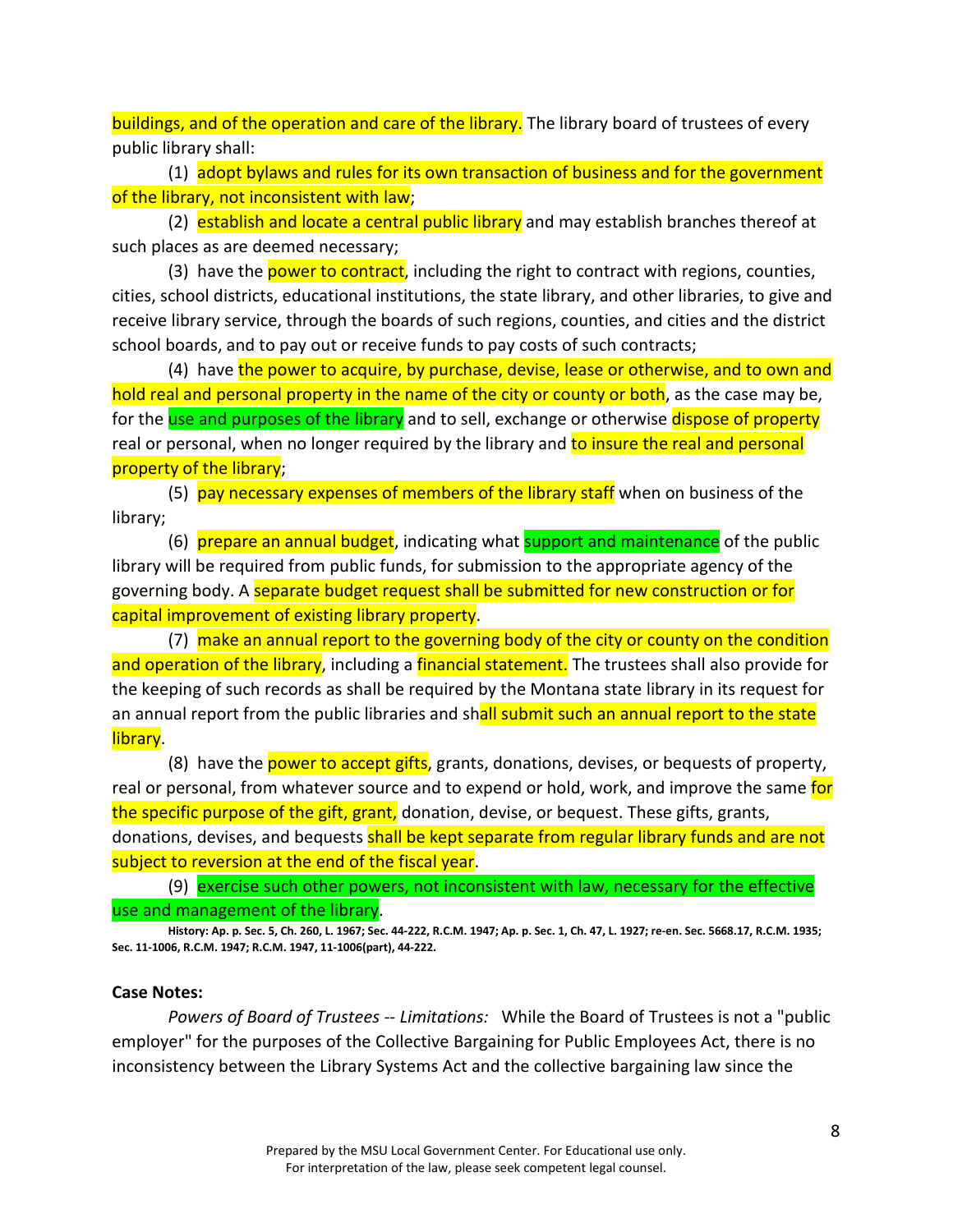buildings, and of the operation and care of the library. The library board of trustees of every public library shall:

(1) adopt bylaws and rules for its own transaction of business and for the government of the library, not inconsistent with law;

(2) establish and locate a central public library and may establish branches thereof at such places as are deemed necessary;

(3) have the power to contract, including the right to contract with regions, counties, cities, school districts, educational institutions, the state library, and other libraries, to give and receive library service, through the boards of such regions, counties, and cities and the district school boards, and to pay out or receive funds to pay costs of such contracts;

(4) have the power to acquire, by purchase, devise, lease or otherwise, and to own and hold real and personal property in the name of the city or county or both, as the case may be, for the use and purposes of the library and to sell, exchange or otherwise dispose of property real or personal, when no longer required by the library and to insure the real and personal property of the library;

(5) pay necessary expenses of members of the library staff when on business of the library;

(6) prepare an annual budget, indicating what support and maintenance of the public library will be required from public funds, for submission to the appropriate agency of the governing body. A separate budget request shall be submitted for new construction or for capital improvement of existing library property.

(7) make an annual report to the governing body of the city or county on the condition and operation of the library, including a financial statement. The trustees shall also provide for the keeping of such records as shall be required by the Montana state library in its request for an annual report from the public libraries and shall submit such an annual report to the state library.

(8) have the power to accept gifts, grants, donations, devises, or bequests of property, real or personal, from whatever source and to expend or hold, work, and improve the same for the specific purpose of the gift, grant, donation, devise, or bequest. These gifts, grants, donations, devises, and bequests shall be kept separate from regular library funds and are not subject to reversion at the end of the fiscal year.

(9) exercise such other powers, not inconsistent with law, necessary for the effective use and management of the library.

**History: Ap. p. Sec. 5, Ch. 260, L. 1967; Sec. 44-222, R.C.M. 1947; Ap. p. Sec. 1, Ch. 47, L. 1927; re-en. Sec. 5668.17, R.C.M. 1935; Sec. 11-1006, R.C.M. 1947; R.C.M. 1947, 11-1006(part), 44-222.**

**Case Notes:**

*Powers of Board of Trustees -- Limitations:* While the Board of Trustees is not a "public employer" for the purposes of the Collective Bargaining for Public Employees Act, there is no inconsistency between the Library Systems Act and the collective bargaining law since the

Prepared by the MSU Local Government Center. For Educational use only.
For interpretation of the law, please seek competent legal counsel.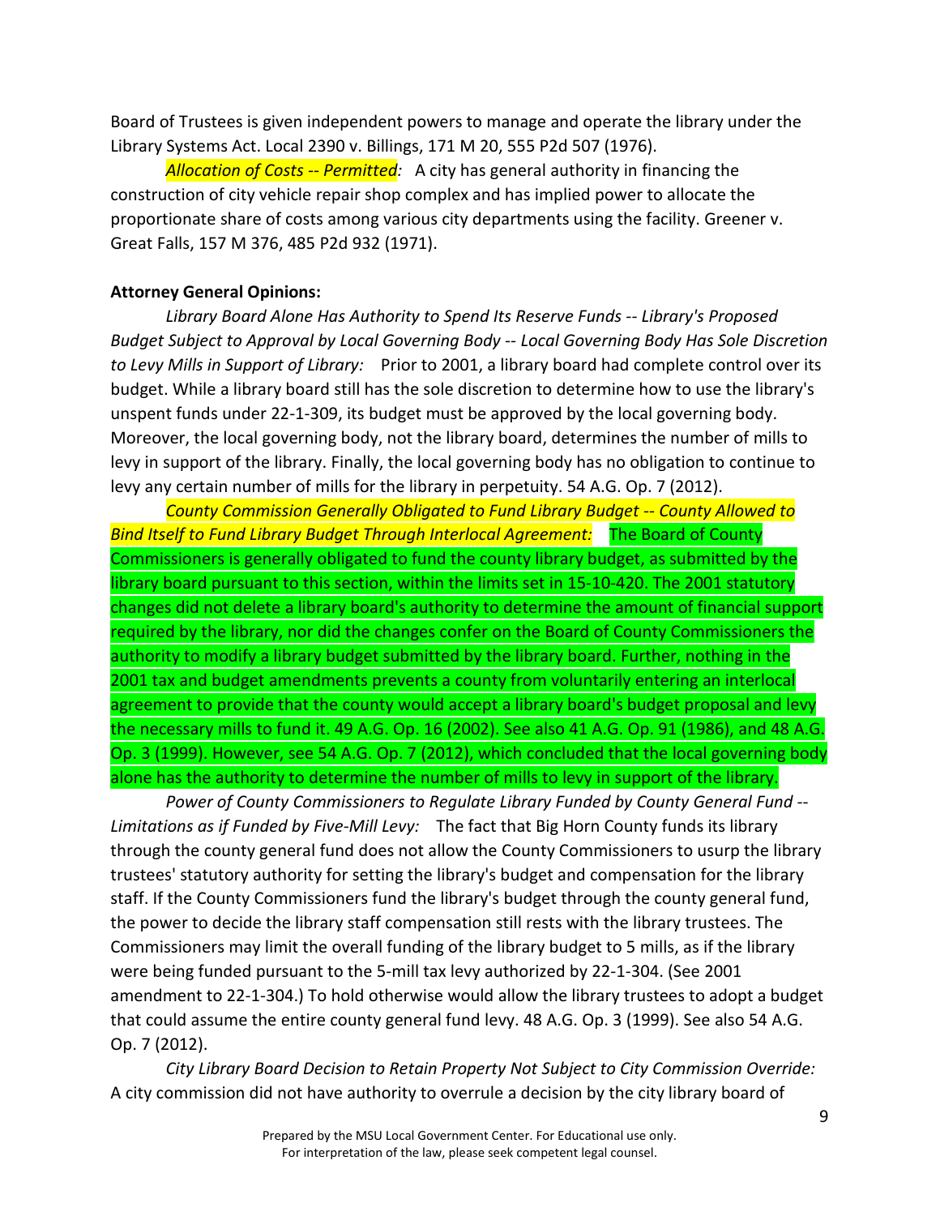Board of Trustees is given independent powers to manage and operate the library under the Library Systems Act. Local 2390 v. Billings, 171 M 20, 555 P2d 507 (1976).

*Allocation of Costs -- Permitted:* A city has general authority in financing the construction of city vehicle repair shop complex and has implied power to allocate the proportionate share of costs among various city departments using the facility. Greener v. Great Falls, 157 M 376, 485 P2d 932 (1971).

**Attorney General Opinions:**

*Library Board Alone Has Authority to Spend Its Reserve Funds -- Library's Proposed Budget Subject to Approval by Local Governing Body -- Local Governing Body Has Sole Discretion to Levy Mills in Support of Library:* Prior to 2001, a library board had complete control over its budget. While a library board still has the sole discretion to determine how to use the library's unspent funds under 22-1-309, its budget must be approved by the local governing body. Moreover, the local governing body, not the library board, determines the number of mills to levy in support of the library. Finally, the local governing body has no obligation to continue to levy any certain number of mills for the library in perpetuity. 54 A.G. Op. 7 (2012).

*County Commission Generally Obligated to Fund Library Budget -- County Allowed to Bind Itself to Fund Library Budget Through Interlocal Agreement:* The Board of County Commissioners is generally obligated to fund the county library budget, as submitted by the library board pursuant to this section, within the limits set in 15-10-420. The 2001 statutory changes did not delete a library board's authority to determine the amount of financial support required by the library, nor did the changes confer on the Board of County Commissioners the authority to modify a library budget submitted by the library board. Further, nothing in the 2001 tax and budget amendments prevents a county from voluntarily entering an interlocal agreement to provide that the county would accept a library board's budget proposal and levy the necessary mills to fund it. 49 A.G. Op. 16 (2002). See also 41 A.G. Op. 91 (1986), and 48 A.G. Op. 3 (1999). However, see 54 A.G. Op. 7 (2012), which concluded that the local governing body alone has the authority to determine the number of mills to levy in support of the library.

*Power of County Commissioners to Regulate Library Funded by County General Fund -- Limitations as if Funded by Five-Mill Levy:* The fact that Big Horn County funds its library through the county general fund does not allow the County Commissioners to usurp the library trustees' statutory authority for setting the library's budget and compensation for the library staff. If the County Commissioners fund the library's budget through the county general fund, the power to decide the library staff compensation still rests with the library trustees. The Commissioners may limit the overall funding of the library budget to 5 mills, as if the library were being funded pursuant to the 5-mill tax levy authorized by 22-1-304. (See 2001 amendment to 22-1-304.) To hold otherwise would allow the library trustees to adopt a budget that could assume the entire county general fund levy. 48 A.G. Op. 3 (1999). See also 54 A.G. Op. 7 (2012).

*City Library Board Decision to Retain Property Not Subject to City Commission Override:* A city commission did not have authority to overrule a decision by the city library board of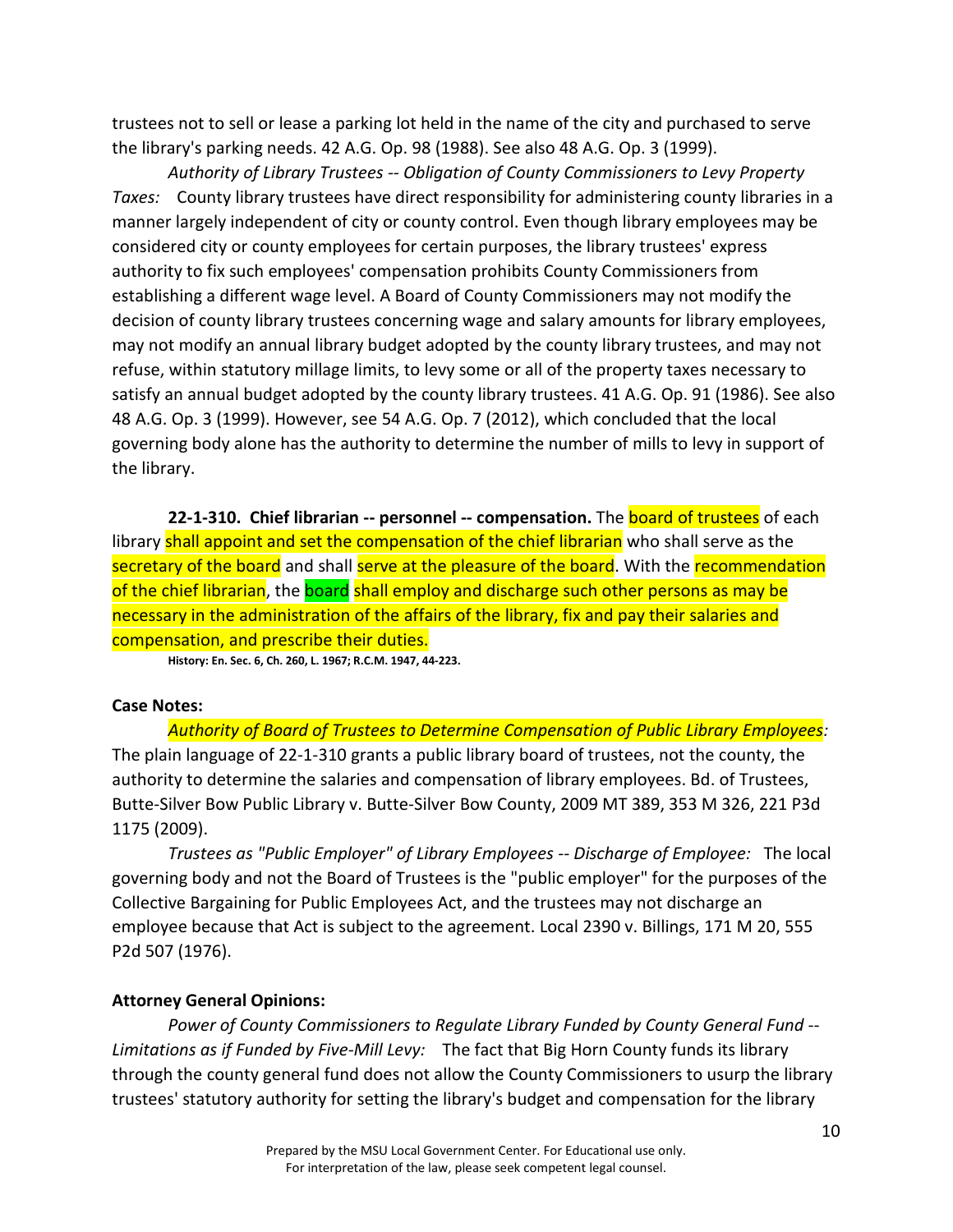trustees not to sell or lease a parking lot held in the name of the city and purchased to serve the library's parking needs. 42 A.G. Op. 98 (1988). See also 48 A.G. Op. 3 (1999).

*Authority of Library Trustees -- Obligation of County Commissioners to Levy Property Taxes:* County library trustees have direct responsibility for administering county libraries in a manner largely independent of city or county control. Even though library employees may be considered city or county employees for certain purposes, the library trustees' express authority to fix such employees' compensation prohibits County Commissioners from establishing a different wage level. A Board of County Commissioners may not modify the decision of county library trustees concerning wage and salary amounts for library employees, may not modify an annual library budget adopted by the county library trustees, and may not refuse, within statutory millage limits, to levy some or all of the property taxes necessary to satisfy an annual budget adopted by the county library trustees. 41 A.G. Op. 91 (1986). See also 48 A.G. Op. 3 (1999). However, see 54 A.G. Op. 7 (2012), which concluded that the local governing body alone has the authority to determine the number of mills to levy in support of the library.

**22-1-310. Chief librarian -- personnel -- compensation.** The board of trustees of each library shall appoint and set the compensation of the chief librarian who shall serve as the secretary of the board and shall serve at the pleasure of the board. With the recommendation of the chief librarian, the board shall employ and discharge such other persons as may be necessary in the administration of the affairs of the library, fix and pay their salaries and compensation, and prescribe their duties.

**History: En. Sec. 6, Ch. 260, L. 1967; R.C.M. 1947, 44-223.**

**Case Notes:**

*Authority of Board of Trustees to Determine Compensation of Public Library Employees:* The plain language of 22-1-310 grants a public library board of trustees, not the county, the authority to determine the salaries and compensation of library employees. Bd. of Trustees, Butte-Silver Bow Public Library v. Butte-Silver Bow County, 2009 MT 389, 353 M 326, 221 P3d 1175 (2009).

*Trustees as "Public Employer" of Library Employees -- Discharge of Employee:* The local governing body and not the Board of Trustees is the "public employer" for the purposes of the Collective Bargaining for Public Employees Act, and the trustees may not discharge an employee because that Act is subject to the agreement. Local 2390 v. Billings, 171 M 20, 555 P2d 507 (1976).

**Attorney General Opinions:**

*Power of County Commissioners to Regulate Library Funded by County General Fund -- Limitations as if Funded by Five-Mill Levy:* The fact that Big Horn County funds its library through the county general fund does not allow the County Commissioners to usurp the library trustees' statutory authority for setting the library's budget and compensation for the library

Prepared by the MSU Local Government Center. For Educational use only.
For interpretation of the law, please seek competent legal counsel.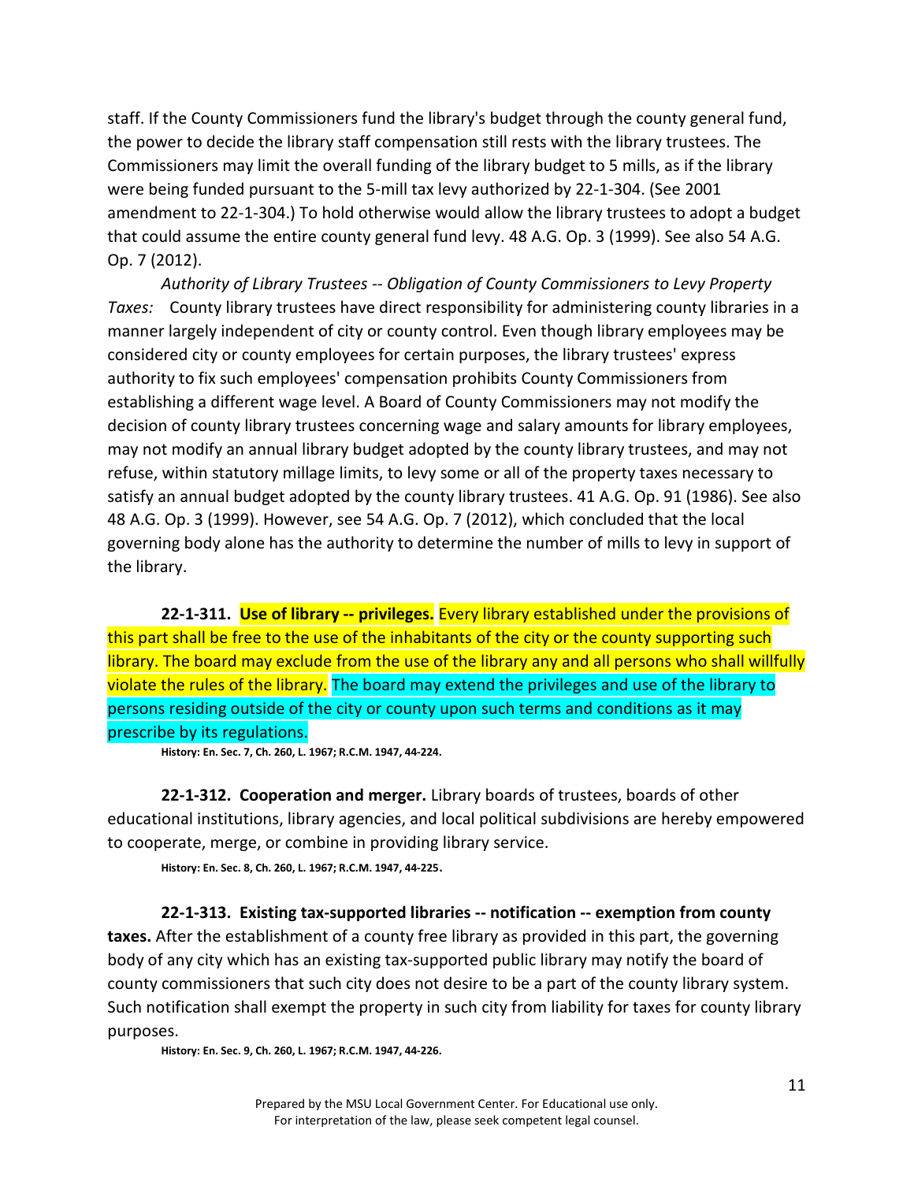staff. If the County Commissioners fund the library's budget through the county general fund, the power to decide the library staff compensation still rests with the library trustees. The Commissioners may limit the overall funding of the library budget to 5 mills, as if the library were being funded pursuant to the 5-mill tax levy authorized by 22-1-304. (See 2001 amendment to 22-1-304.) To hold otherwise would allow the library trustees to adopt a budget that could assume the entire county general fund levy. 48 A.G. Op. 3 (1999). See also 54 A.G. Op. 7 (2012).

*Authority of Library Trustees -- Obligation of County Commissioners to Levy Property Taxes:* County library trustees have direct responsibility for administering county libraries in a manner largely independent of city or county control. Even though library employees may be considered city or county employees for certain purposes, the library trustees' express authority to fix such employees' compensation prohibits County Commissioners from establishing a different wage level. A Board of County Commissioners may not modify the decision of county library trustees concerning wage and salary amounts for library employees, may not modify an annual library budget adopted by the county library trustees, and may not refuse, within statutory millage limits, to levy some or all of the property taxes necessary to satisfy an annual budget adopted by the county library trustees. 41 A.G. Op. 91 (1986). See also 48 A.G. Op. 3 (1999). However, see 54 A.G. Op. 7 (2012), which concluded that the local governing body alone has the authority to determine the number of mills to levy in support of the library.

**22-1-311. Use of library -- privileges.** Every library established under the provisions of this part shall be free to the use of the inhabitants of the city or the county supporting such library. The board may exclude from the use of the library any and all persons who shall willfully violate the rules of the library. The board may extend the privileges and use of the library to persons residing outside of the city or county upon such terms and conditions as it may prescribe by its regulations.

**History: En. Sec. 7, Ch. 260, L. 1967; R.C.M. 1947, 44-224.**

**22-1-312. Cooperation and merger.** Library boards of trustees, boards of other educational institutions, library agencies, and local political subdivisions are hereby empowered to cooperate, merge, or combine in providing library service.

**History: En. Sec. 8, Ch. 260, L. 1967; R.C.M. 1947, 44-225.**

**22-1-313. Existing tax-supported libraries -- notification -- exemption from county taxes.** After the establishment of a county free library as provided in this part, the governing body of any city which has an existing tax-supported public library may notify the board of county commissioners that such city does not desire to be a part of the county library system. Such notification shall exempt the property in such city from liability for taxes for county library purposes.

**History: En. Sec. 9, Ch. 260, L. 1967; R.C.M. 1947, 44-226.**

Prepared by the MSU Local Government Center. For Educational use only.
For interpretation of the law, please seek competent legal counsel.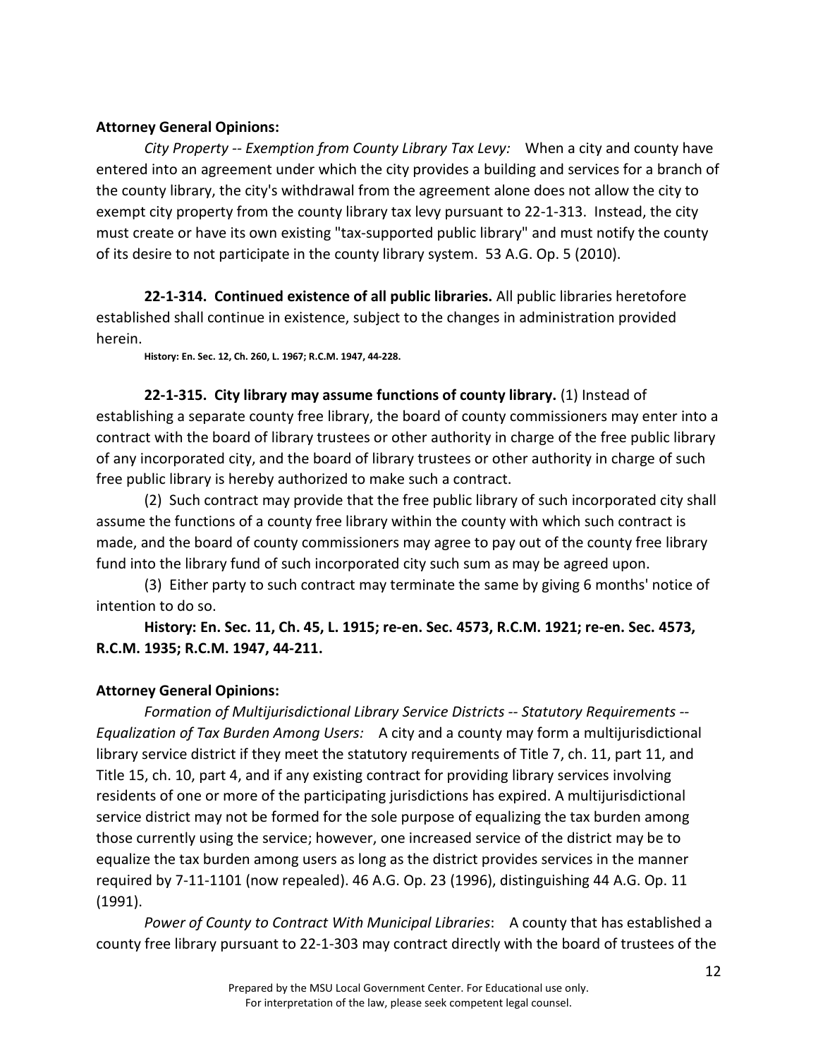**Attorney General Opinions:**

*City Property -- Exemption from County Library Tax Levy:* When a city and county have entered into an agreement under which the city provides a building and services for a branch of the county library, the city's withdrawal from the agreement alone does not allow the city to exempt city property from the county library tax levy pursuant to 22-1-313. Instead, the city must create or have its own existing "tax-supported public library" and must notify the county of its desire to not participate in the county library system. 53 A.G. Op. 5 (2010).

**22-1-314. Continued existence of all public libraries.** All public libraries heretofore established shall continue in existence, subject to the changes in administration provided herein.

**History: En. Sec. 12, Ch. 260, L. 1967; R.C.M. 1947, 44-228.**

**22-1-315. City library may assume functions of county library.** (1) Instead of establishing a separate county free library, the board of county commissioners may enter into a contract with the board of library trustees or other authority in charge of the free public library of any incorporated city, and the board of library trustees or other authority in charge of such free public library is hereby authorized to make such a contract.

(2) Such contract may provide that the free public library of such incorporated city shall assume the functions of a county free library within the county with which such contract is made, and the board of county commissioners may agree to pay out of the county free library fund into the library fund of such incorporated city such sum as may be agreed upon.

(3) Either party to such contract may terminate the same by giving 6 months' notice of intention to do so.

**History: En. Sec. 11, Ch. 45, L. 1915; re-en. Sec. 4573, R.C.M. 1921; re-en. Sec. 4573, R.C.M. 1935; R.C.M. 1947, 44-211.**

**Attorney General Opinions:**

*Formation of Multijurisdictional Library Service Districts -- Statutory Requirements -- Equalization of Tax Burden Among Users:* A city and a county may form a multijurisdictional library service district if they meet the statutory requirements of Title 7, ch. 11, part 11, and Title 15, ch. 10, part 4, and if any existing contract for providing library services involving residents of one or more of the participating jurisdictions has expired. A multijurisdictional service district may not be formed for the sole purpose of equalizing the tax burden among those currently using the service; however, one increased service of the district may be to equalize the tax burden among users as long as the district provides services in the manner required by 7-11-1101 (now repealed). 46 A.G. Op. 23 (1996), distinguishing 44 A.G. Op. 11 (1991).

*Power of County to Contract With Municipal Libraries*: A county that has established a county free library pursuant to 22-1-303 may contract directly with the board of trustees of the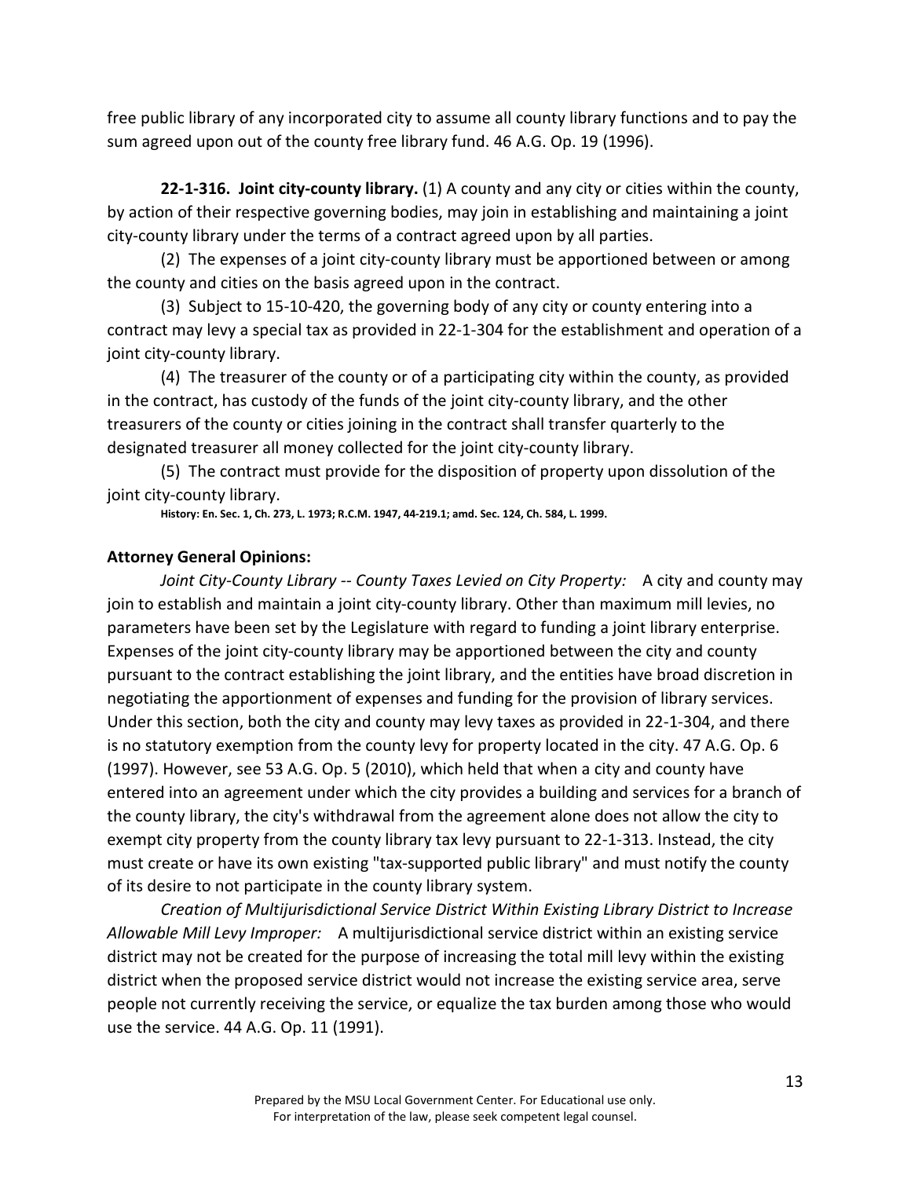free public library of any incorporated city to assume all county library functions and to pay the sum agreed upon out of the county free library fund. 46 A.G. Op. 19 (1996).

**22-1-316. Joint city-county library.** (1) A county and any city or cities within the county, by action of their respective governing bodies, may join in establishing and maintaining a joint city-county library under the terms of a contract agreed upon by all parties.

(2) The expenses of a joint city-county library must be apportioned between or among the county and cities on the basis agreed upon in the contract.

(3) Subject to 15-10-420, the governing body of any city or county entering into a contract may levy a special tax as provided in 22-1-304 for the establishment and operation of a joint city-county library.

(4) The treasurer of the county or of a participating city within the county, as provided in the contract, has custody of the funds of the joint city-county library, and the other treasurers of the county or cities joining in the contract shall transfer quarterly to the designated treasurer all money collected for the joint city-county library.

(5) The contract must provide for the disposition of property upon dissolution of the joint city-county library.

**History: En. Sec. 1, Ch. 273, L. 1973; R.C.M. 1947, 44-219.1; amd. Sec. 124, Ch. 584, L. 1999.**

**Attorney General Opinions:**

*Joint City-County Library -- County Taxes Levied on City Property:* A city and county may join to establish and maintain a joint city-county library. Other than maximum mill levies, no parameters have been set by the Legislature with regard to funding a joint library enterprise. Expenses of the joint city-county library may be apportioned between the city and county pursuant to the contract establishing the joint library, and the entities have broad discretion in negotiating the apportionment of expenses and funding for the provision of library services. Under this section, both the city and county may levy taxes as provided in 22-1-304, and there is no statutory exemption from the county levy for property located in the city. 47 A.G. Op. 6 (1997). However, see 53 A.G. Op. 5 (2010), which held that when a city and county have entered into an agreement under which the city provides a building and services for a branch of the county library, the city's withdrawal from the agreement alone does not allow the city to exempt city property from the county library tax levy pursuant to 22-1-313. Instead, the city must create or have its own existing "tax-supported public library" and must notify the county of its desire to not participate in the county library system.

*Creation of Multijurisdictional Service District Within Existing Library District to Increase Allowable Mill Levy Improper:* A multijurisdictional service district within an existing service district may not be created for the purpose of increasing the total mill levy within the existing district when the proposed service district would not increase the existing service area, serve people not currently receiving the service, or equalize the tax burden among those who would use the service. 44 A.G. Op. 11 (1991).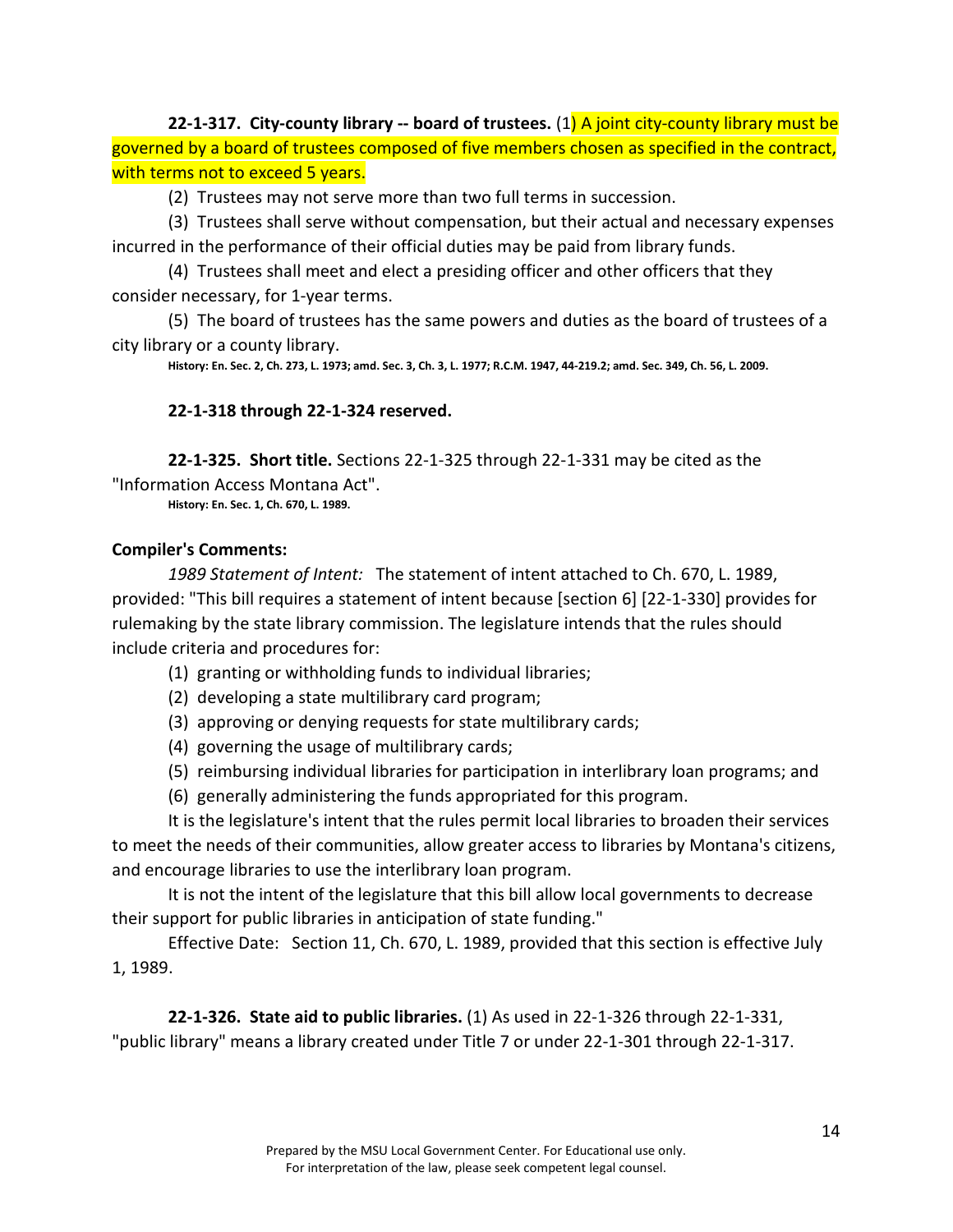**22-1-317. City-county library -- board of trustees.** (1) A joint city-county library must be governed by a board of trustees composed of five members chosen as specified in the contract, with terms not to exceed 5 years.

(2) Trustees may not serve more than two full terms in succession.

(3) Trustees shall serve without compensation, but their actual and necessary expenses incurred in the performance of their official duties may be paid from library funds.

(4) Trustees shall meet and elect a presiding officer and other officers that they consider necessary, for 1-year terms.

(5) The board of trustees has the same powers and duties as the board of trustees of a city library or a county library.

**History: En. Sec. 2, Ch. 273, L. 1973; amd. Sec. 3, Ch. 3, L. 1977; R.C.M. 1947, 44-219.2; amd. Sec. 349, Ch. 56, L. 2009.**

**22-1-318 through 22-1-324 reserved.**

**22-1-325. Short title.** Sections 22-1-325 through 22-1-331 may be cited as the "Information Access Montana Act".

**History: En. Sec. 1, Ch. 670, L. 1989.**

**Compiler's Comments:**

*1989 Statement of Intent:* The statement of intent attached to Ch. 670, L. 1989, provided: "This bill requires a statement of intent because [section 6] [22-1-330] provides for rulemaking by the state library commission. The legislature intends that the rules should include criteria and procedures for:

(1) granting or withholding funds to individual libraries;

(2) developing a state multilibrary card program;

(3) approving or denying requests for state multilibrary cards;

(4) governing the usage of multilibrary cards;

(5) reimbursing individual libraries for participation in interlibrary loan programs; and

(6) generally administering the funds appropriated for this program.

It is the legislature's intent that the rules permit local libraries to broaden their services to meet the needs of their communities, allow greater access to libraries by Montana's citizens, and encourage libraries to use the interlibrary loan program.

It is not the intent of the legislature that this bill allow local governments to decrease their support for public libraries in anticipation of state funding."

Effective Date: Section 11, Ch. 670, L. 1989, provided that this section is effective July 1, 1989.

**22-1-326. State aid to public libraries.** (1) As used in 22-1-326 through 22-1-331, "public library" means a library created under Title 7 or under 22-1-301 through 22-1-317.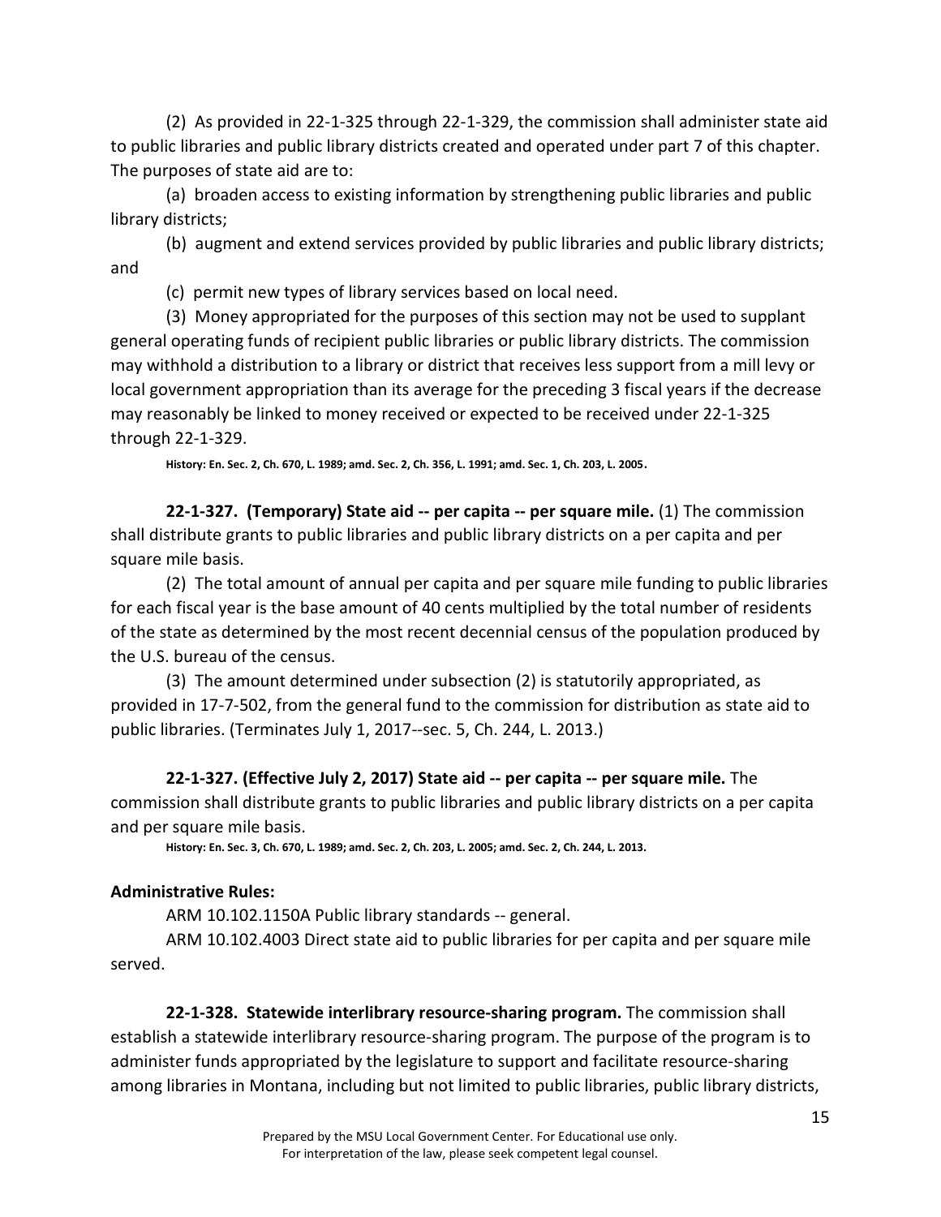(2) As provided in 22-1-325 through 22-1-329, the commission shall administer state aid to public libraries and public library districts created and operated under part 7 of this chapter. The purposes of state aid are to:

(a) broaden access to existing information by strengthening public libraries and public library districts;

(b) augment and extend services provided by public libraries and public library districts; and

(c) permit new types of library services based on local need.

(3) Money appropriated for the purposes of this section may not be used to supplant general operating funds of recipient public libraries or public library districts. The commission may withhold a distribution to a library or district that receives less support from a mill levy or local government appropriation than its average for the preceding 3 fiscal years if the decrease may reasonably be linked to money received or expected to be received under 22-1-325 through 22-1-329.

**History: En. Sec. 2, Ch. 670, L. 1989; amd. Sec. 2, Ch. 356, L. 1991; amd. Sec. 1, Ch. 203, L. 2005.**

**22-1-327. (Temporary) State aid -- per capita -- per square mile.** (1) The commission shall distribute grants to public libraries and public library districts on a per capita and per square mile basis.

(2) The total amount of annual per capita and per square mile funding to public libraries for each fiscal year is the base amount of 40 cents multiplied by the total number of residents of the state as determined by the most recent decennial census of the population produced by the U.S. bureau of the census.

(3) The amount determined under subsection (2) is statutorily appropriated, as provided in 17-7-502, from the general fund to the commission for distribution as state aid to public libraries. (Terminates July 1, 2017--sec. 5, Ch. 244, L. 2013.)

**22-1-327. (Effective July 2, 2017) State aid -- per capita -- per square mile.** The commission shall distribute grants to public libraries and public library districts on a per capita and per square mile basis.

**History: En. Sec. 3, Ch. 670, L. 1989; amd. Sec. 2, Ch. 203, L. 2005; amd. Sec. 2, Ch. 244, L. 2013.**

**Administrative Rules:**

ARM 10.102.1150A Public library standards -- general.

ARM 10.102.4003 Direct state aid to public libraries for per capita and per square mile served.

**22-1-328. Statewide interlibrary resource-sharing program.** The commission shall establish a statewide interlibrary resource-sharing program. The purpose of the program is to administer funds appropriated by the legislature to support and facilitate resource-sharing among libraries in Montana, including but not limited to public libraries, public library districts,

Prepared by the MSU Local Government Center. For Educational use only.
For interpretation of the law, please seek competent legal counsel.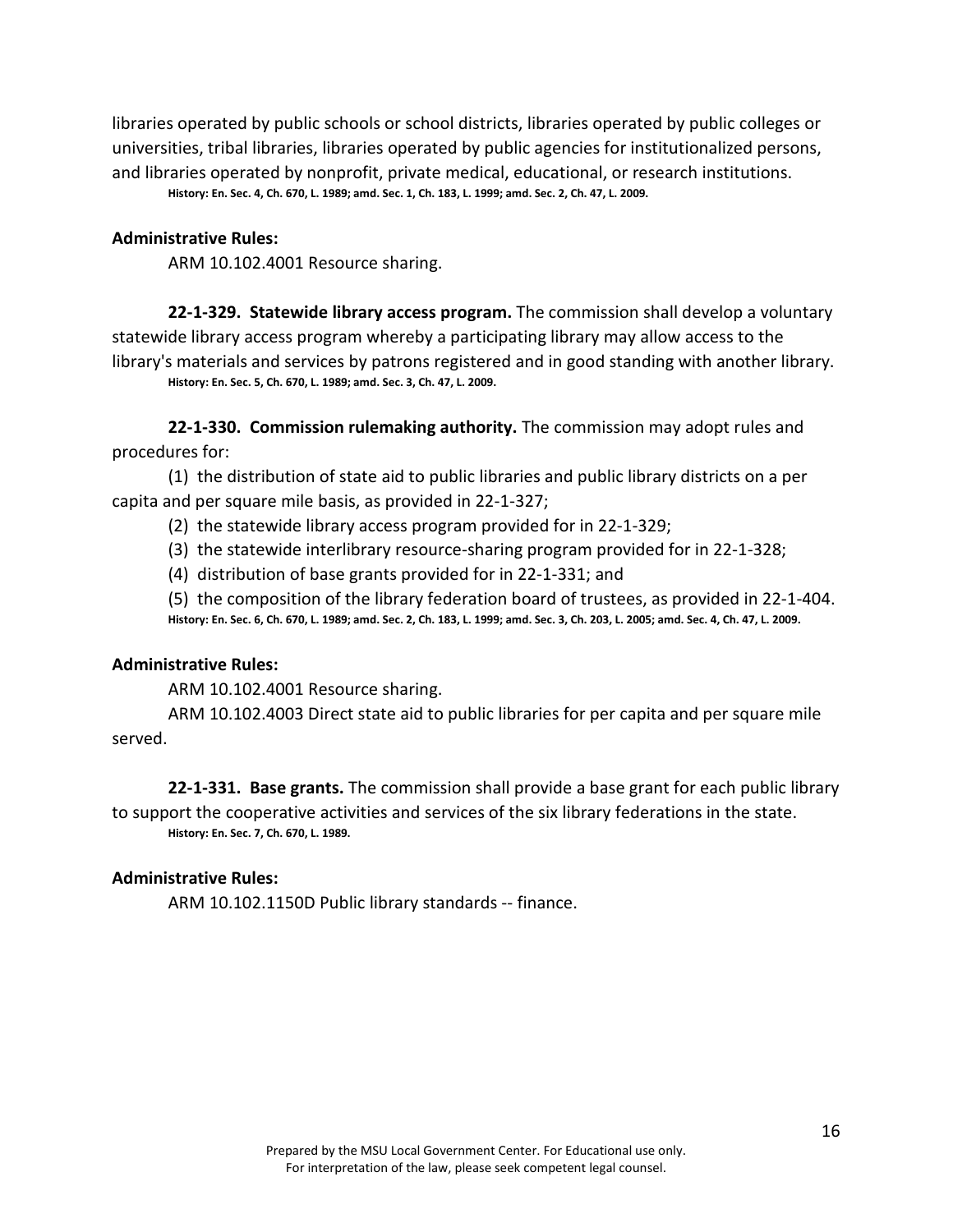libraries operated by public schools or school districts, libraries operated by public colleges or universities, tribal libraries, libraries operated by public agencies for institutionalized persons, and libraries operated by nonprofit, private medical, educational, or research institutions.

**History: En. Sec. 4, Ch. 670, L. 1989; amd. Sec. 1, Ch. 183, L. 1999; amd. Sec. 2, Ch. 47, L. 2009.**

**Administrative Rules:**

ARM 10.102.4001 Resource sharing.

**22-1-329. Statewide library access program.** The commission shall develop a voluntary statewide library access program whereby a participating library may allow access to the library's materials and services by patrons registered and in good standing with another library.

**History: En. Sec. 5, Ch. 670, L. 1989; amd. Sec. 3, Ch. 47, L. 2009.**

**22-1-330. Commission rulemaking authority.** The commission may adopt rules and procedures for:

(1) the distribution of state aid to public libraries and public library districts on a per capita and per square mile basis, as provided in 22-1-327;

(2) the statewide library access program provided for in 22-1-329;

(3) the statewide interlibrary resource-sharing program provided for in 22-1-328;

(4) distribution of base grants provided for in 22-1-331; and

(5) the composition of the library federation board of trustees, as provided in 22-1-404.

**History: En. Sec. 6, Ch. 670, L. 1989; amd. Sec. 2, Ch. 183, L. 1999; amd. Sec. 3, Ch. 203, L. 2005; amd. Sec. 4, Ch. 47, L. 2009.**

**Administrative Rules:**

ARM 10.102.4001 Resource sharing.

ARM 10.102.4003 Direct state aid to public libraries for per capita and per square mile served.

**22-1-331. Base grants.** The commission shall provide a base grant for each public library to support the cooperative activities and services of the six library federations in the state.

**History: En. Sec. 7, Ch. 670, L. 1989.**

**Administrative Rules:**

ARM 10.102.1150D Public library standards -- finance.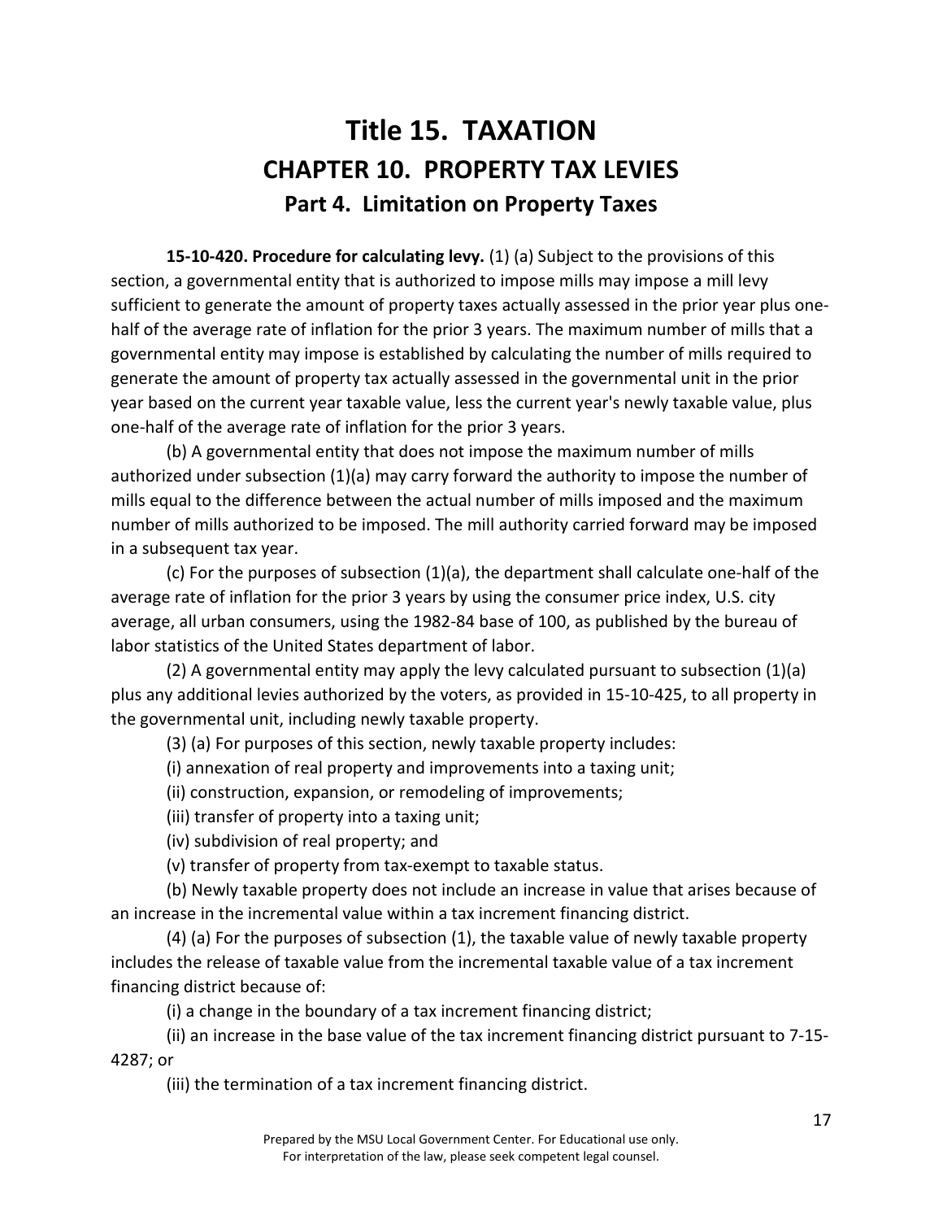# Title 15. TAXATION

## CHAPTER 10. PROPERTY TAX LEVIES

### Part 4. Limitation on Property Taxes

**15-10-420. Procedure for calculating levy.** (1) (a) Subject to the provisions of this section, a governmental entity that is authorized to impose mills may impose a mill levy sufficient to generate the amount of property taxes actually assessed in the prior year plus one-half of the average rate of inflation for the prior 3 years. The maximum number of mills that a governmental entity may impose is established by calculating the number of mills required to generate the amount of property tax actually assessed in the governmental unit in the prior year based on the current year taxable value, less the current year's newly taxable value, plus one-half of the average rate of inflation for the prior 3 years.

(b) A governmental entity that does not impose the maximum number of mills authorized under subsection (1)(a) may carry forward the authority to impose the number of mills equal to the difference between the actual number of mills imposed and the maximum number of mills authorized to be imposed. The mill authority carried forward may be imposed in a subsequent tax year.

(c) For the purposes of subsection (1)(a), the department shall calculate one-half of the average rate of inflation for the prior 3 years by using the consumer price index, U.S. city average, all urban consumers, using the 1982-84 base of 100, as published by the bureau of labor statistics of the United States department of labor.

(2) A governmental entity may apply the levy calculated pursuant to subsection (1)(a) plus any additional levies authorized by the voters, as provided in 15-10-425, to all property in the governmental unit, including newly taxable property.

(3) (a) For purposes of this section, newly taxable property includes:

(i) annexation of real property and improvements into a taxing unit;

(ii) construction, expansion, or remodeling of improvements;

(iii) transfer of property into a taxing unit;

(iv) subdivision of real property; and

(v) transfer of property from tax-exempt to taxable status.

(b) Newly taxable property does not include an increase in value that arises because of an increase in the incremental value within a tax increment financing district.

(4) (a) For the purposes of subsection (1), the taxable value of newly taxable property includes the release of taxable value from the incremental taxable value of a tax increment financing district because of:

(i) a change in the boundary of a tax increment financing district;

(ii) an increase in the base value of the tax increment financing district pursuant to 7-15-4287; or

(iii) the termination of a tax increment financing district.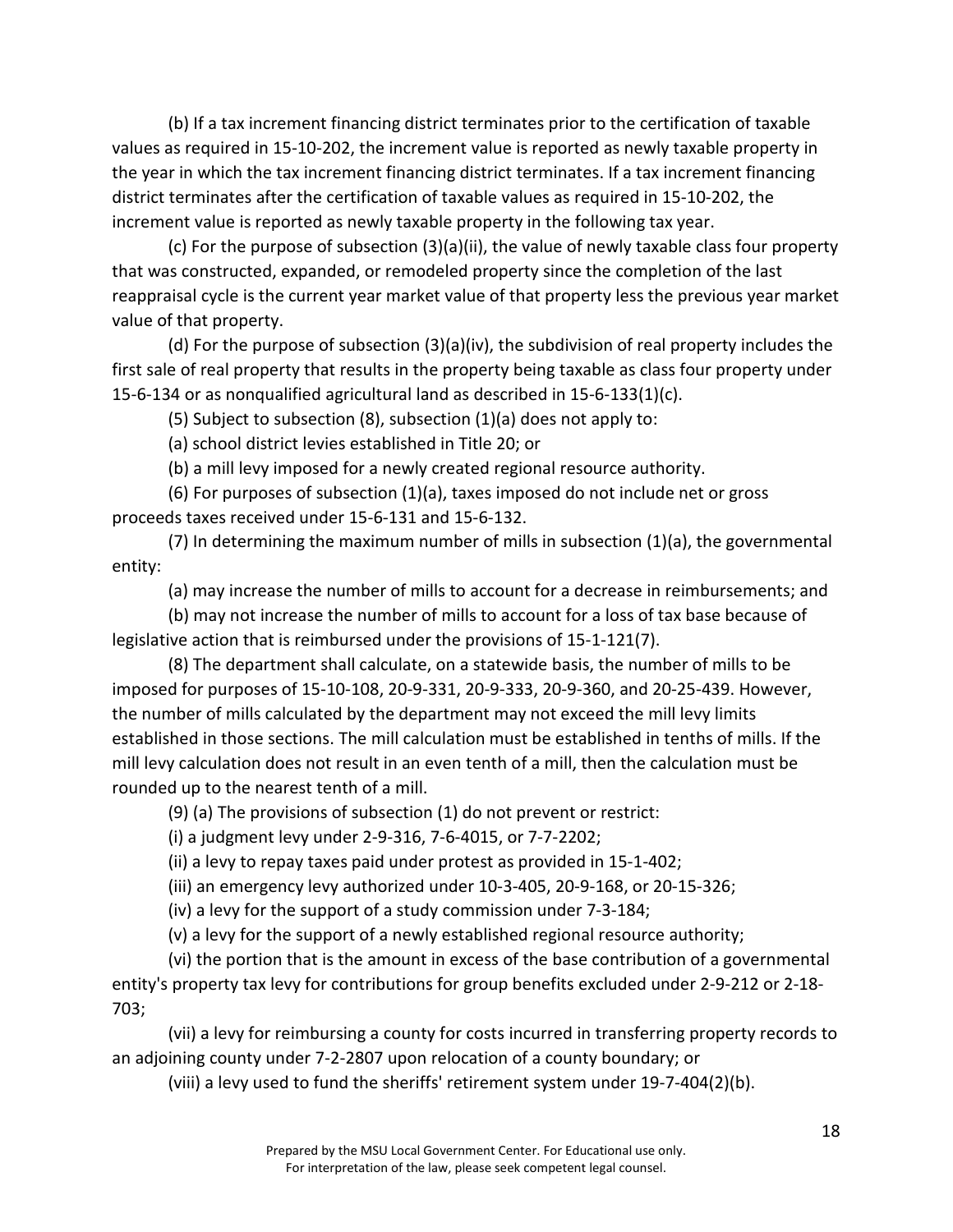(b) If a tax increment financing district terminates prior to the certification of taxable values as required in 15-10-202, the increment value is reported as newly taxable property in the year in which the tax increment financing district terminates. If a tax increment financing district terminates after the certification of taxable values as required in 15-10-202, the increment value is reported as newly taxable property in the following tax year.

(c) For the purpose of subsection (3)(a)(ii), the value of newly taxable class four property that was constructed, expanded, or remodeled property since the completion of the last reappraisal cycle is the current year market value of that property less the previous year market value of that property.

(d) For the purpose of subsection (3)(a)(iv), the subdivision of real property includes the first sale of real property that results in the property being taxable as class four property under 15-6-134 or as nonqualified agricultural land as described in 15-6-133(1)(c).

(5) Subject to subsection (8), subsection (1)(a) does not apply to:

(a) school district levies established in Title 20; or

(b) a mill levy imposed for a newly created regional resource authority.

(6) For purposes of subsection (1)(a), taxes imposed do not include net or gross proceeds taxes received under 15-6-131 and 15-6-132.

(7) In determining the maximum number of mills in subsection (1)(a), the governmental entity:

(a) may increase the number of mills to account for a decrease in reimbursements; and

(b) may not increase the number of mills to account for a loss of tax base because of legislative action that is reimbursed under the provisions of 15-1-121(7).

(8) The department shall calculate, on a statewide basis, the number of mills to be imposed for purposes of 15-10-108, 20-9-331, 20-9-333, 20-9-360, and 20-25-439. However, the number of mills calculated by the department may not exceed the mill levy limits established in those sections. The mill calculation must be established in tenths of mills. If the mill levy calculation does not result in an even tenth of a mill, then the calculation must be rounded up to the nearest tenth of a mill.

(9) (a) The provisions of subsection (1) do not prevent or restrict:

(i) a judgment levy under 2-9-316, 7-6-4015, or 7-7-2202;

(ii) a levy to repay taxes paid under protest as provided in 15-1-402;

(iii) an emergency levy authorized under 10-3-405, 20-9-168, or 20-15-326;

(iv) a levy for the support of a study commission under 7-3-184;

(v) a levy for the support of a newly established regional resource authority;

(vi) the portion that is the amount in excess of the base contribution of a governmental entity's property tax levy for contributions for group benefits excluded under 2-9-212 or 2-18-703;

(vii) a levy for reimbursing a county for costs incurred in transferring property records to an adjoining county under 7-2-2807 upon relocation of a county boundary; or

(viii) a levy used to fund the sheriffs' retirement system under 19-7-404(2)(b).

Prepared by the MSU Local Government Center. For Educational use only.
For interpretation of the law, please seek competent legal counsel.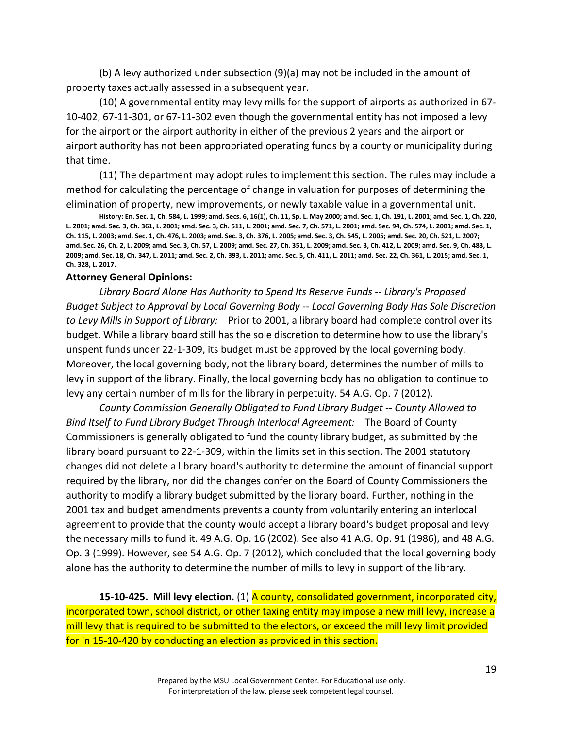(b) A levy authorized under subsection (9)(a) may not be included in the amount of property taxes actually assessed in a subsequent year.

(10) A governmental entity may levy mills for the support of airports as authorized in 67-10-402, 67-11-301, or 67-11-302 even though the governmental entity has not imposed a levy for the airport or the airport authority in either of the previous 2 years and the airport or airport authority has not been appropriated operating funds by a county or municipality during that time.

(11) The department may adopt rules to implement this section. The rules may include a method for calculating the percentage of change in valuation for purposes of determining the elimination of property, new improvements, or newly taxable value in a governmental unit.

**History: En. Sec. 1, Ch. 584, L. 1999; amd. Secs. 6, 16(1), Ch. 11, Sp. L. May 2000; amd. Sec. 1, Ch. 191, L. 2001; amd. Sec. 1, Ch. 220, L. 2001; amd. Sec. 3, Ch. 361, L. 2001; amd. Sec. 3, Ch. 511, L. 2001; amd. Sec. 7, Ch. 571, L. 2001; amd. Sec. 94, Ch. 574, L. 2001; amd. Sec. 1, Ch. 115, L. 2003; amd. Sec. 1, Ch. 476, L. 2003; amd. Sec. 3, Ch. 376, L. 2005; amd. Sec. 3, Ch. 545, L. 2005; amd. Sec. 20, Ch. 521, L. 2007; amd. Sec. 26, Ch. 2, L. 2009; amd. Sec. 3, Ch. 57, L. 2009; amd. Sec. 27, Ch. 351, L. 2009; amd. Sec. 3, Ch. 412, L. 2009; amd. Sec. 9, Ch. 483, L. 2009; amd. Sec. 18, Ch. 347, L. 2011; amd. Sec. 2, Ch. 393, L. 2011; amd. Sec. 5, Ch. 411, L. 2011; amd. Sec. 22, Ch. 361, L. 2015; amd. Sec. 1, Ch. 328, L. 2017.**

**Attorney General Opinions:**

*Library Board Alone Has Authority to Spend Its Reserve Funds -- Library's Proposed Budget Subject to Approval by Local Governing Body -- Local Governing Body Has Sole Discretion to Levy Mills in Support of Library:* Prior to 2001, a library board had complete control over its budget. While a library board still has the sole discretion to determine how to use the library's unspent funds under 22-1-309, its budget must be approved by the local governing body. Moreover, the local governing body, not the library board, determines the number of mills to levy in support of the library. Finally, the local governing body has no obligation to continue to levy any certain number of mills for the library in perpetuity. 54 A.G. Op. 7 (2012).

*County Commission Generally Obligated to Fund Library Budget -- County Allowed to Bind Itself to Fund Library Budget Through Interlocal Agreement:* The Board of County Commissioners is generally obligated to fund the county library budget, as submitted by the library board pursuant to 22-1-309, within the limits set in this section. The 2001 statutory changes did not delete a library board's authority to determine the amount of financial support required by the library, nor did the changes confer on the Board of County Commissioners the authority to modify a library budget submitted by the library board. Further, nothing in the 2001 tax and budget amendments prevents a county from voluntarily entering an interlocal agreement to provide that the county would accept a library board's budget proposal and levy the necessary mills to fund it. 49 A.G. Op. 16 (2002). See also 41 A.G. Op. 91 (1986), and 48 A.G. Op. 3 (1999). However, see 54 A.G. Op. 7 (2012), which concluded that the local governing body alone has the authority to determine the number of mills to levy in support of the library.

**15-10-425. Mill levy election.** (1) A county, consolidated government, incorporated city, incorporated town, school district, or other taxing entity may impose a new mill levy, increase a mill levy that is required to be submitted to the electors, or exceed the mill levy limit provided for in 15-10-420 by conducting an election as provided in this section.

Prepared by the MSU Local Government Center. For Educational use only. For interpretation of the law, please seek competent legal counsel.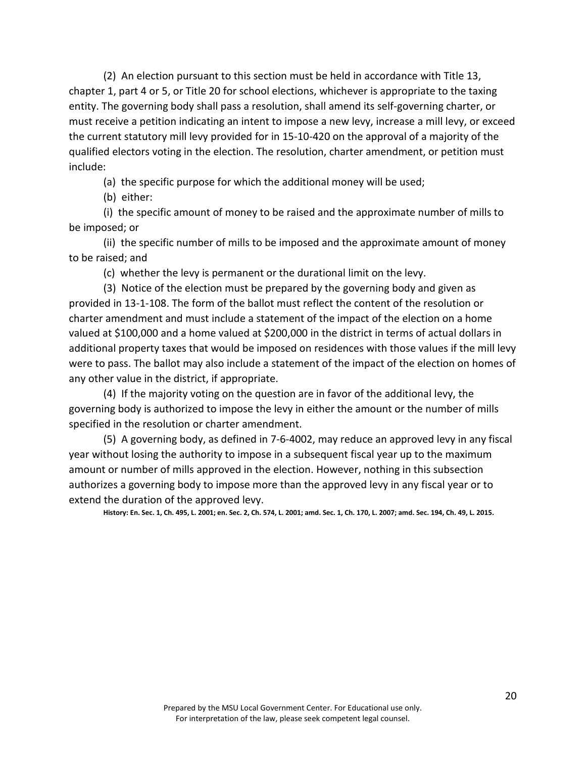(2) An election pursuant to this section must be held in accordance with Title 13, chapter 1, part 4 or 5, or Title 20 for school elections, whichever is appropriate to the taxing entity. The governing body shall pass a resolution, shall amend its self-governing charter, or must receive a petition indicating an intent to impose a new levy, increase a mill levy, or exceed the current statutory mill levy provided for in 15-10-420 on the approval of a majority of the qualified electors voting in the election. The resolution, charter amendment, or petition must include:

(a) the specific purpose for which the additional money will be used;

(b) either:

(i) the specific amount of money to be raised and the approximate number of mills to be imposed; or

(ii) the specific number of mills to be imposed and the approximate amount of money to be raised; and

(c) whether the levy is permanent or the durational limit on the levy.

(3) Notice of the election must be prepared by the governing body and given as provided in 13-1-108. The form of the ballot must reflect the content of the resolution or charter amendment and must include a statement of the impact of the election on a home valued at $100,000 and a home valued at $200,000 in the district in terms of actual dollars in additional property taxes that would be imposed on residences with those values if the mill levy were to pass. The ballot may also include a statement of the impact of the election on homes of any other value in the district, if appropriate.

(4) If the majority voting on the question are in favor of the additional levy, the governing body is authorized to impose the levy in either the amount or the number of mills specified in the resolution or charter amendment.

(5) A governing body, as defined in 7-6-4002, may reduce an approved levy in any fiscal year without losing the authority to impose in a subsequent fiscal year up to the maximum amount or number of mills approved in the election. However, nothing in this subsection authorizes a governing body to impose more than the approved levy in any fiscal year or to extend the duration of the approved levy.

**History: En. Sec. 1, Ch. 495, L. 2001; en. Sec. 2, Ch. 574, L. 2001; amd. Sec. 1, Ch. 170, L. 2007; amd. Sec. 194, Ch. 49, L. 2015.**

Prepared by the MSU Local Government Center. For Educational use only.
For interpretation of the law, please seek competent legal counsel.